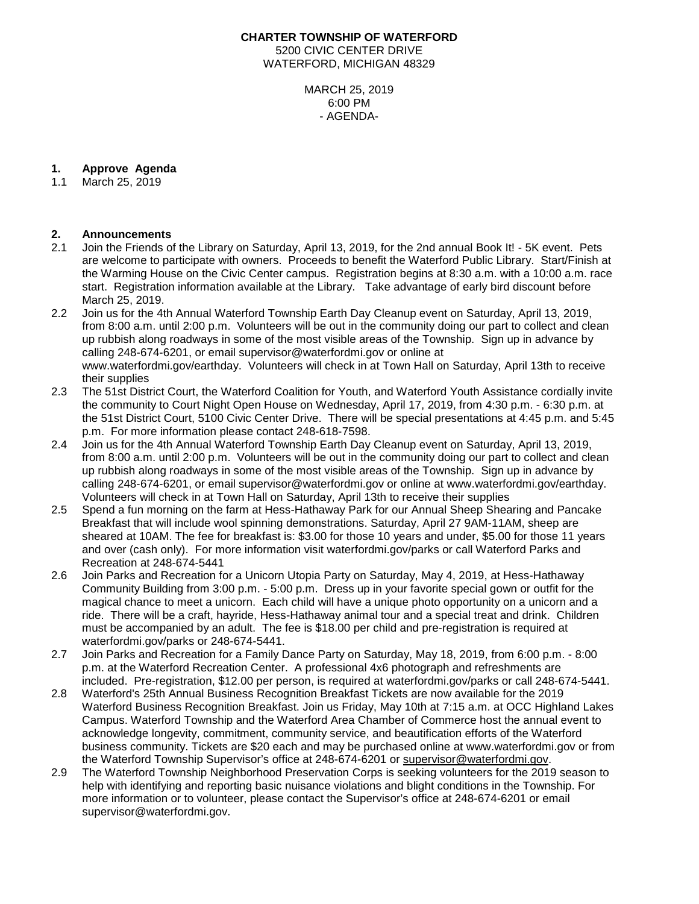**CHARTER TOWNSHIP OF WATERFORD**
5200 CIVIC CENTER DRIVE
WATERFORD, MICHIGAN 48329

MARCH 25, 2019
6:00 PM
- AGENDA-

## 1. Approve Agenda

1.1 March 25, 2019

## 2. Announcements

2.1 Join the Friends of the Library on Saturday, April 13, 2019, for the 2nd annual Book It! - 5K event. Pets are welcome to participate with owners. Proceeds to benefit the Waterford Public Library. Start/Finish at the Warming House on the Civic Center campus. Registration begins at 8:30 a.m. with a 10:00 a.m. race start. Registration information available at the Library. Take advantage of early bird discount before March 25, 2019.

2.2 Join us for the 4th Annual Waterford Township Earth Day Cleanup event on Saturday, April 13, 2019, from 8:00 a.m. until 2:00 p.m. Volunteers will be out in the community doing our part to collect and clean up rubbish along roadways in some of the most visible areas of the Township. Sign up in advance by calling 248-674-6201, or email supervisor@waterfordmi.gov or online at www.waterfordmi.gov/earthday. Volunteers will check in at Town Hall on Saturday, April 13th to receive their supplies

2.3 The 51st District Court, the Waterford Coalition for Youth, and Waterford Youth Assistance cordially invite the community to Court Night Open House on Wednesday, April 17, 2019, from 4:30 p.m. - 6:30 p.m. at the 51st District Court, 5100 Civic Center Drive. There will be special presentations at 4:45 p.m. and 5:45 p.m. For more information please contact 248-618-7598.

2.4 Join us for the 4th Annual Waterford Township Earth Day Cleanup event on Saturday, April 13, 2019, from 8:00 a.m. until 2:00 p.m. Volunteers will be out in the community doing our part to collect and clean up rubbish along roadways in some of the most visible areas of the Township. Sign up in advance by calling 248-674-6201, or email supervisor@waterfordmi.gov or online at www.waterfordmi.gov/earthday. Volunteers will check in at Town Hall on Saturday, April 13th to receive their supplies

2.5 Spend a fun morning on the farm at Hess-Hathaway Park for our Annual Sheep Shearing and Pancake Breakfast that will include wool spinning demonstrations. Saturday, April 27 9AM-11AM, sheep are sheared at 10AM. The fee for breakfast is: $3.00 for those 10 years and under, $5.00 for those 11 years and over (cash only). For more information visit waterfordmi.gov/parks or call Waterford Parks and Recreation at 248-674-5441

2.6 Join Parks and Recreation for a Unicorn Utopia Party on Saturday, May 4, 2019, at Hess-Hathaway Community Building from 3:00 p.m. - 5:00 p.m. Dress up in your favorite special gown or outfit for the magical chance to meet a unicorn. Each child will have a unique photo opportunity on a unicorn and a ride. There will be a craft, hayride, Hess-Hathaway animal tour and a special treat and drink. Children must be accompanied by an adult. The fee is $18.00 per child and pre-registration is required at waterfordmi.gov/parks or 248-674-5441.

2.7 Join Parks and Recreation for a Family Dance Party on Saturday, May 18, 2019, from 6:00 p.m. - 8:00 p.m. at the Waterford Recreation Center. A professional 4x6 photograph and refreshments are included. Pre-registration, $12.00 per person, is required at waterfordmi.gov/parks or call 248-674-5441.

2.8 Waterford's 25th Annual Business Recognition Breakfast Tickets are now available for the 2019 Waterford Business Recognition Breakfast. Join us Friday, May 10th at 7:15 a.m. at OCC Highland Lakes Campus. Waterford Township and the Waterford Area Chamber of Commerce host the annual event to acknowledge longevity, commitment, community service, and beautification efforts of the Waterford business community. Tickets are $20 each and may be purchased online at www.waterfordmi.gov or from the Waterford Township Supervisor's office at 248-674-6201 or supervisor@waterfordmi.gov.

2.9 The Waterford Township Neighborhood Preservation Corps is seeking volunteers for the 2019 season to help with identifying and reporting basic nuisance violations and blight conditions in the Township. For more information or to volunteer, please contact the Supervisor's office at 248-674-6201 or email supervisor@waterfordmi.gov.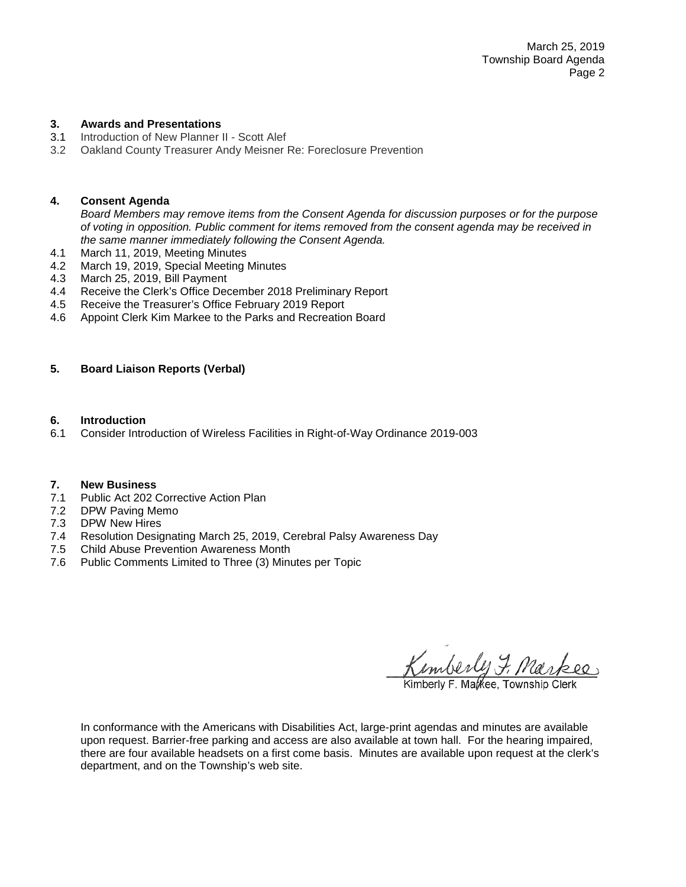## 3. Awards and Presentations

3.1 Introduction of New Planner II - Scott Alef

3.2 Oakland County Treasurer Andy Meisner Re: Foreclosure Prevention

## 4. Consent Agenda

*Board Members may remove items from the Consent Agenda for discussion purposes or for the purpose of voting in opposition. Public comment for items removed from the consent agenda may be received in the same manner immediately following the Consent Agenda.*

4.1 March 11, 2019, Meeting Minutes

4.2 March 19, 2019, Special Meeting Minutes

4.3 March 25, 2019, Bill Payment

4.4 Receive the Clerk's Office December 2018 Preliminary Report

4.5 Receive the Treasurer's Office February 2019 Report

4.6 Appoint Clerk Kim Markee to the Parks and Recreation Board

## 5. Board Liaison Reports (Verbal)

## 6. Introduction

6.1 Consider Introduction of Wireless Facilities in Right-of-Way Ordinance 2019-003

## 7. New Business

7.1 Public Act 202 Corrective Action Plan

7.2 DPW Paving Memo

7.3 DPW New Hires

7.4 Resolution Designating March 25, 2019, Cerebral Palsy Awareness Day

7.5 Child Abuse Prevention Awareness Month

7.6 Public Comments Limited to Three (3) Minutes per Topic

Kimberly F. Markee

Kimberly F. Markee, Township Clerk

In conformance with the Americans with Disabilities Act, large-print agendas and minutes are available upon request. Barrier-free parking and access are also available at town hall. For the hearing impaired, there are four available headsets on a first come basis. Minutes are available upon request at the clerk's department, and on the Township's web site.